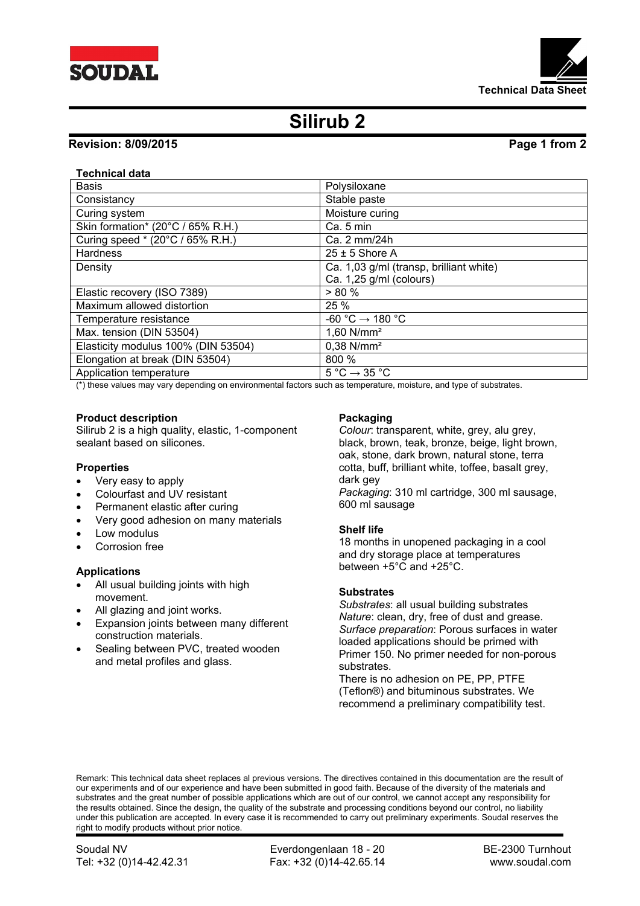SOUDAL

Technical Data Sheet

# Silirub 2

**Revision: 8/09/2015**

**Technical data**

| Basis | Polysiloxane |
|---|---|
| Consistancy | Stable paste |
| Curing system | Moisture curing |
| Skin formation* (20°C / 65% R.H.) | Ca. 5 min |
| Curing speed * (20°C / 65% R.H.) | Ca. 2 mm/24h |
| Hardness | 25 ± 5 Shore A |
| Density | Ca. 1,03 g/ml (transp, brilliant white)<br>Ca. 1,25 g/ml (colours) |
| Elastic recovery (ISO 7389) | > 80 % |
| Maximum allowed distortion | 25 % |
| Temperature resistance | -60 °C → 180 °C |
| Max. tension (DIN 53504) | 1,60 N/mm² |
| Elasticity modulus 100% (DIN 53504) | 0,38 N/mm² |
| Elongation at break (DIN 53504) | 800 % |
| Application temperature | 5 °C → 35 °C |

(*) these values may vary depending on environmental factors such as temperature, moisture, and type of substrates.

**Product description**
Silirub 2 is a high quality, elastic, 1-component sealant based on silicones.

**Properties**
- Very easy to apply
- Colourfast and UV resistant
- Permanent elastic after curing
- Very good adhesion on many materials
- Low modulus
- Corrosion free

**Applications**
- All usual building joints with high movement.
- All glazing and joint works.
- Expansion joints between many different construction materials.
- Sealing between PVC, treated wooden and metal profiles and glass.

**Packaging**
*Colour*: transparent, white, grey, alu grey, black, brown, teak, bronze, beige, light brown, oak, stone, dark brown, natural stone, terra cotta, buff, brilliant white, toffee, basalt grey, dark gey
*Packaging*: 310 ml cartridge, 300 ml sausage, 600 ml sausage

**Shelf life**
18 months in unopened packaging in a cool and dry storage place at temperatures between +5°C and +25°C.

**Substrates**
*Substrates*: all usual building substrates
*Nature*: clean, dry, free of dust and grease.
*Surface preparation*: Porous surfaces in water loaded applications should be primed with Primer 150. No primer needed for non-porous substrates.
There is no adhesion on PE, PP, PTFE (Teflon®) and bituminous substrates. We recommend a preliminary compatibility test.

Remark: This technical data sheet replaces al previous versions. The directives contained in this documentation are the result of our experiments and of our experience and have been submitted in good faith. Because of the diversity of the materials and substrates and the great number of possible applications which are out of our control, we cannot accept any responsibility for the results obtained. Since the design, the quality of the substrate and processing conditions beyond our control, no liability under this publication are accepted. In every case it is recommended to carry out preliminary experiments. Soudal reserves the right to modify products without prior notice.

Soudal NV
Tel: +32 (0)14-42.42.31

Everdongenlaan 18 - 20
Fax: +32 (0)14-42.65.14

BE-2300 Turnhout
www.soudal.com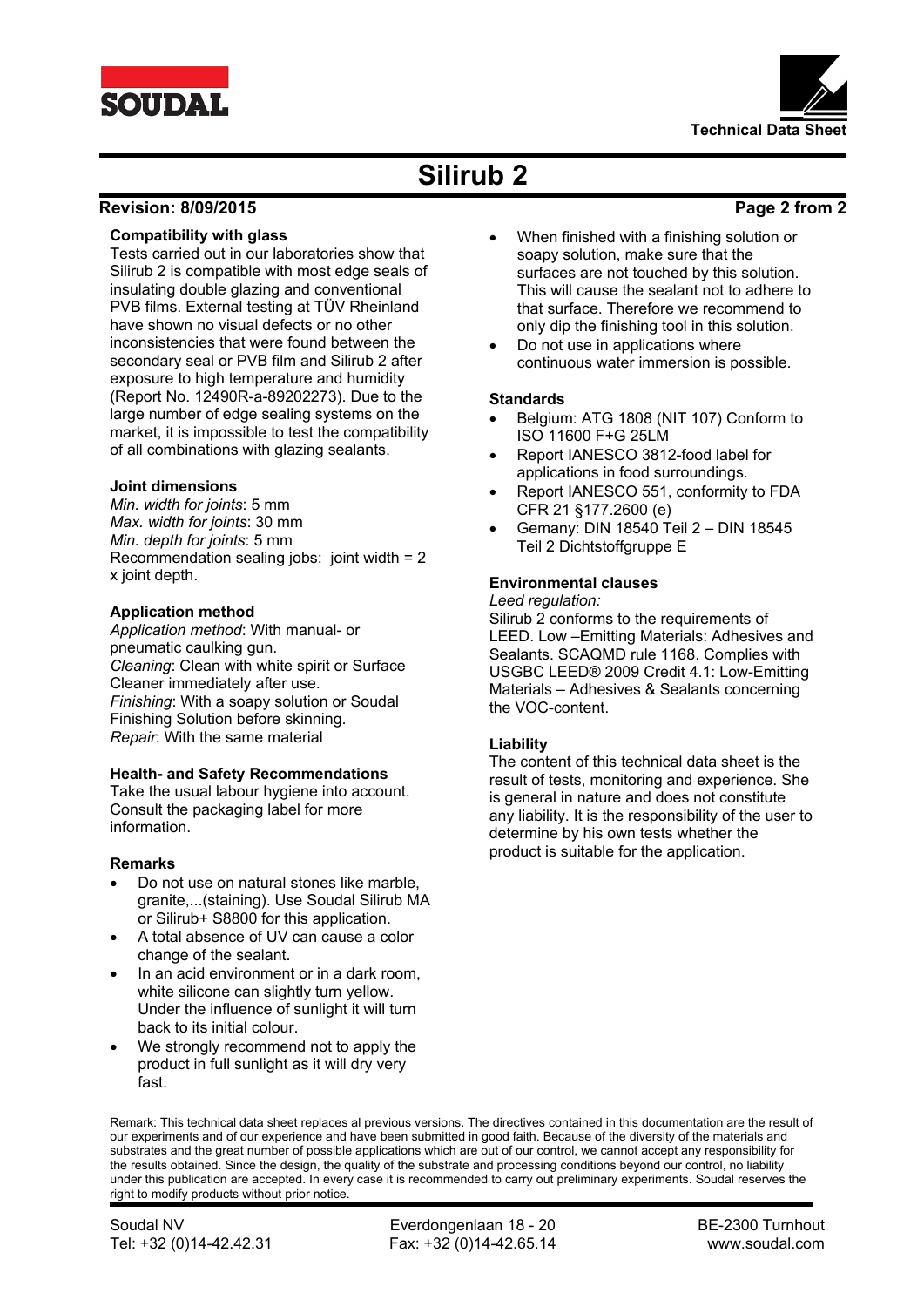### Compatibility with glass

Tests carried out in our laboratories show that Silirub 2 is compatible with most edge seals of insulating double glazing and conventional PVB films. External testing at TÜV Rheinland have shown no visual defects or no other inconsistencies that were found between the secondary seal or PVB film and Silirub 2 after exposure to high temperature and humidity (Report No. 12490R-a-89202273). Due to the large number of edge sealing systems on the market, it is impossible to test the compatibility of all combinations with glazing sealants.

### Joint dimensions

*Min. width for joints*: 5 mm
*Max. width for joints*: 30 mm
*Min. depth for joints*: 5 mm
Recommendation sealing jobs: joint width = 2 x joint depth.

### Application method

*Application method*: With manual- or pneumatic caulking gun.
*Cleaning*: Clean with white spirit or Surface Cleaner immediately after use.
*Finishing*: With a soapy solution or Soudal Finishing Solution before skinning.
*Repair*: With the same material

### Health- and Safety Recommendations

Take the usual labour hygiene into account. Consult the packaging label for more information.

### Remarks

- Do not use on natural stones like marble, granite,...(staining). Use Soudal Silirub MA or Silirub+ S8800 for this application.
- A total absence of UV can cause a color change of the sealant.
- In an acid environment or in a dark room, white silicone can slightly turn yellow. Under the influence of sunlight it will turn back to its initial colour.
- We strongly recommend not to apply the product in full sunlight as it will dry very fast.
- When finished with a finishing solution or soapy solution, make sure that the surfaces are not touched by this solution. This will cause the sealant not to adhere to that surface. Therefore we recommend to only dip the finishing tool in this solution.
- Do not use in applications where continuous water immersion is possible.

### Standards

- Belgium: ATG 1808 (NIT 107) Conform to ISO 11600 F+G 25LM
- Report IANESCO 3812-food label for applications in food surroundings.
- Report IANESCO 551, conformity to FDA CFR 21 §177.2600 (e)
- Gemany: DIN 18540 Teil 2 – DIN 18545 Teil 2 Dichtstoffgruppe E

### Environmental clauses

*Leed regulation:*
Silirub 2 conforms to the requirements of LEED. Low –Emitting Materials: Adhesives and Sealants. SCAQMD rule 1168. Complies with USGBC LEED® 2009 Credit 4.1: Low-Emitting Materials – Adhesives & Sealants concerning the VOC-content.

### Liability

The content of this technical data sheet is the result of tests, monitoring and experience. She is general in nature and does not constitute any liability. It is the responsibility of the user to determine by his own tests whether the product is suitable for the application.

Remark: This technical data sheet replaces al previous versions. The directives contained in this documentation are the result of our experiments and of our experience and have been submitted in good faith. Because of the diversity of the materials and substrates and the great number of possible applications which are out of our control, we cannot accept any responsibility for the results obtained. Since the design, the quality of the substrate and processing conditions beyond our control, no liability under this publication are accepted. In every case it is recommended to carry out preliminary experiments. Soudal reserves the right to modify products without prior notice.

Soudal NV
Tel: +32 (0)14-42.42.31
Everdongenlaan 18 - 20
Fax: +32 (0)14-42.65.14
BE-2300 Turnhout
www.soudal.com